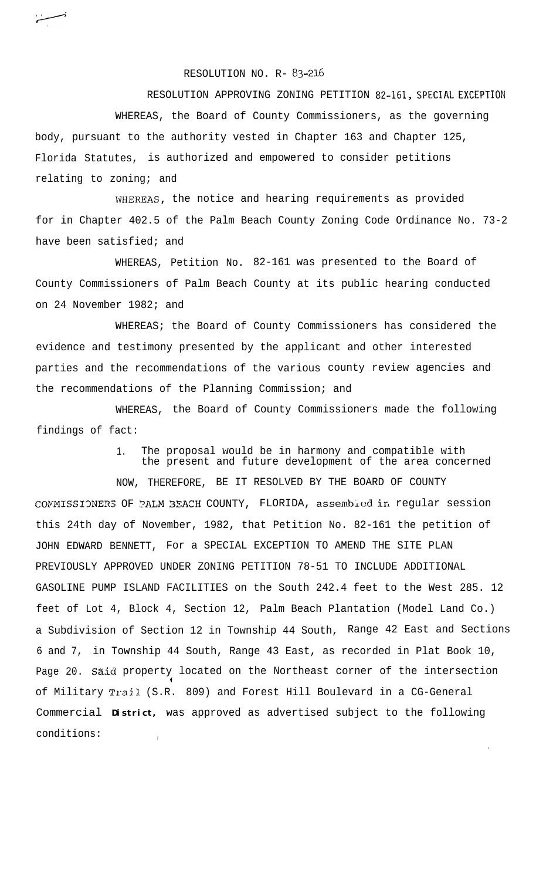RESOLUTION NO. R- 83-216

RESOLUTION APPROVING ZONING PETITION 82-161, SPECIAL EXCEPTION

WHEREAS, the Board of County Commissioners, as the governing body, pursuant to the authority vested in Chapter 163 and Chapter 125, Florida Statutes, is authorized and empowered to consider petitions relating to zoning; and

WHEREAS, the notice and hearing requirements as provided for in Chapter 402.5 of the Palm Beach County Zoning Code Ordinance No. 73-2 have been satisfied; and

WHEREAS, Petition No. 82-161 was presented to the Board of County Commissioners of Palm Beach County at its public hearing conducted on 24 November 1982; and

WHEREAS; the Board of County Commissioners has considered the evidence and testimony presented by the applicant and other interested parties and the recommendations of the various county review agencies and the recommendations of the Planning Commission; and

WHEREAS, the Board of County Commissioners made the following findings of fact:

1. The proposal would be in harmony and compatible with the present and future development of the area concerned

NOW, THEREFORE, BE IT RESOLVED BY THE BOARD OF COUNTY COMMISSIONERS OF PALM BEACH COUNTY, FLORIDA, assembled in regular session this 24th day of November, 1982, that Petition No. 82-161 the petition of JOHN EDWARD BENNETT, For a SPECIAL EXCEPTION TO AMEND THE SITE PLAN PREVIOUSLY APPROVED UNDER ZONING PETITION 78-51 TO INCLUDE ADDITIONAL GASOLINE PUMP ISLAND FACILITIES on the South 242.4 feet to the West 285. 12 feet of Lot 4, Block 4, Section 12, Palm Beach Plantation (Model Land Co.) a Subdivision of Section 12 in Township 44 South, Range 42 East and Sections 6 and 7, in Township 44 South, Range 43 East, as recorded in Plat Book 10, Page 20. Said property located on the Northeast corner of the intersection of Military Trail (S.R. 809) and Forest Hill Boulevard in a CG-General Commercial **District,** was approved as advertised subject to the following conditions: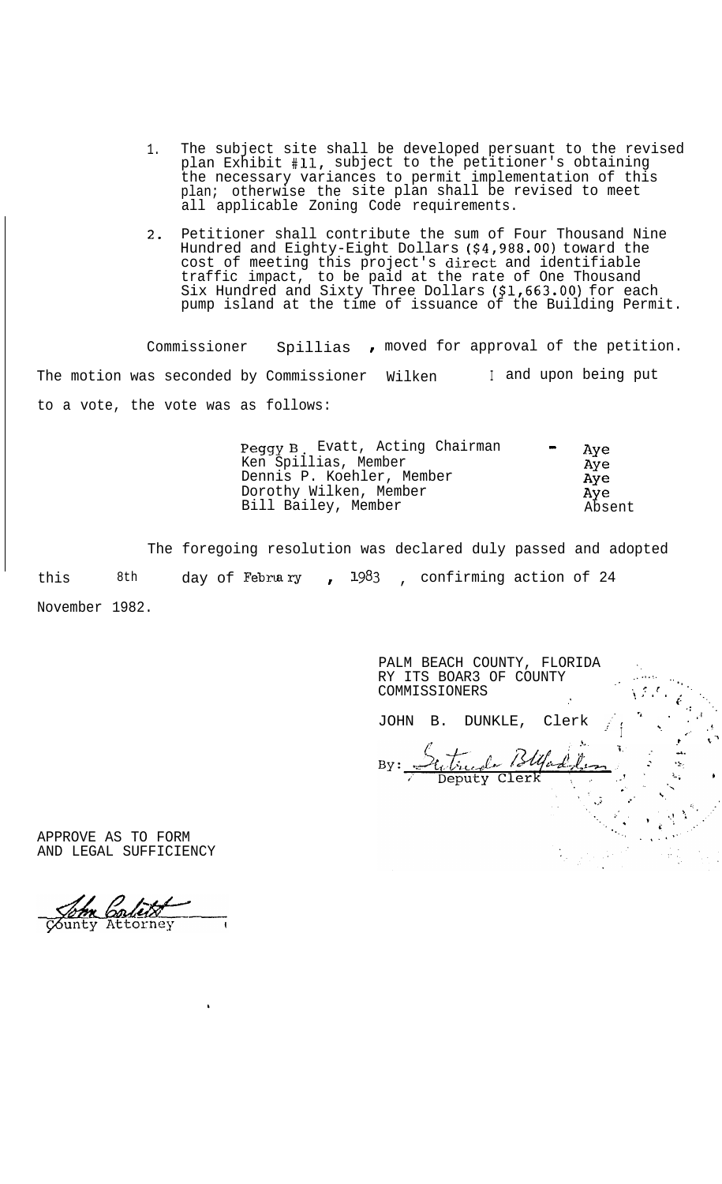1. The subject site shall be developed persuant to the revised plan Exhibit #11, subject to the petitioner's obtaining the necessary variances to permit implementation of this plan; otherwise the site plan shall be revised to meet all applicable Zoning Code requirements.

2. Petitioner shall contribute the sum of Four Thousand Nine Hundred and Eighty-Eight Dollars ($4,988.00) toward the cost of meeting this project's direct and identifiable traffic impact, to be paid at the rate of One Thousand Six Hundred and Sixty Three Dollars ($1,663.00) for each pump island at the time of issuance of the Building Permit.

Commissioner Spillias, moved for approval of the petition. The motion was seconded by Commissioner Wilken, and upon being put to a vote, the vote was as follows:

| | |
|---|---|
| Peggy B. Evatt, Acting Chairman | - Aye |
| Ken Spillias, Member | Aye |
| Dennis P. Koehler, Member | Aye |
| Dorothy Wilken, Member | Aye |
| Bill Bailey, Member | Absent |

The foregoing resolution was declared duly passed and adopted this 8th day of February, 1983, confirming action of 24 November 1982.

PALM BEACH COUNTY, FLORIDA
BY ITS BOARD OF COUNTY COMMISSIONERS

JOHN B. DUNKLE, Clerk

By: *Gertrude Blyholder*
Deputy Clerk

APPROVE AS TO FORM
AND LEGAL SUFFICIENCY

*John Corbett*
County Attorney